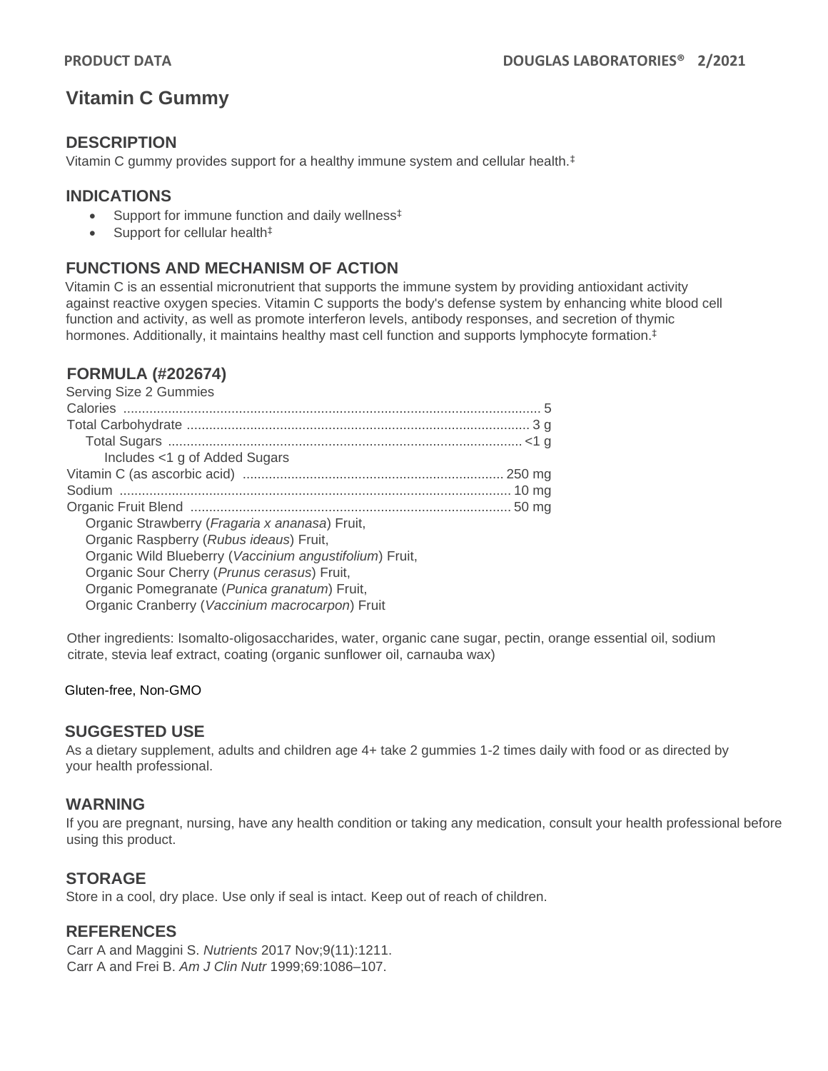# Vitamin C Gummy

## DESCRIPTION

Vitamin C gummy provides support for a healthy immune system and cellular health.‡

## INDICATIONS

- Support for immune function and daily wellness‡
- Support for cellular health‡

## FUNCTIONS AND MECHANISM OF ACTION

Vitamin C is an essential micronutrient that supports the immune system by providing antioxidant activity against reactive oxygen species. Vitamin C supports the body's defense system by enhancing white blood cell function and activity, as well as promote interferon levels, antibody responses, and secretion of thymic hormones. Additionally, it maintains healthy mast cell function and supports lymphocyte formation.‡

## FORMULA (#202674)

Serving Size 2 Gummies

| | |
|---|---|
| Calories | 5 |
| Total Carbohydrate | 3 g |
| Total Sugars | <1 g |
| Includes <1 g of Added Sugars | |
| Vitamin C (as ascorbic acid) | 250 mg |
| Sodium | 10 mg |
| Organic Fruit Blend | 50 mg |

Organic Strawberry (*Fragaria x ananasa*) Fruit,
Organic Raspberry (*Rubus ideaus*) Fruit,
Organic Wild Blueberry (*Vaccinium angustifolium*) Fruit,
Organic Sour Cherry (*Prunus cerasus*) Fruit,
Organic Pomegranate (*Punica granatum*) Fruit,
Organic Cranberry (*Vaccinium macrocarpon*) Fruit

Other ingredients: Isomalto-oligosaccharides, water, organic cane sugar, pectin, orange essential oil, sodium citrate, stevia leaf extract, coating (organic sunflower oil, carnauba wax)

Gluten-free, Non-GMO

## SUGGESTED USE

As a dietary supplement, adults and children age 4+ take 2 gummies 1-2 times daily with food or as directed by your health professional.

## WARNING

If you are pregnant, nursing, have any health condition or taking any medication, consult your health professional before using this product.

## STORAGE

Store in a cool, dry place. Use only if seal is intact. Keep out of reach of children.

## REFERENCES

Carr A and Maggini S. *Nutrients* 2017 Nov;9(11):1211.
Carr A and Frei B. *Am J Clin Nutr* 1999;69:1086–107.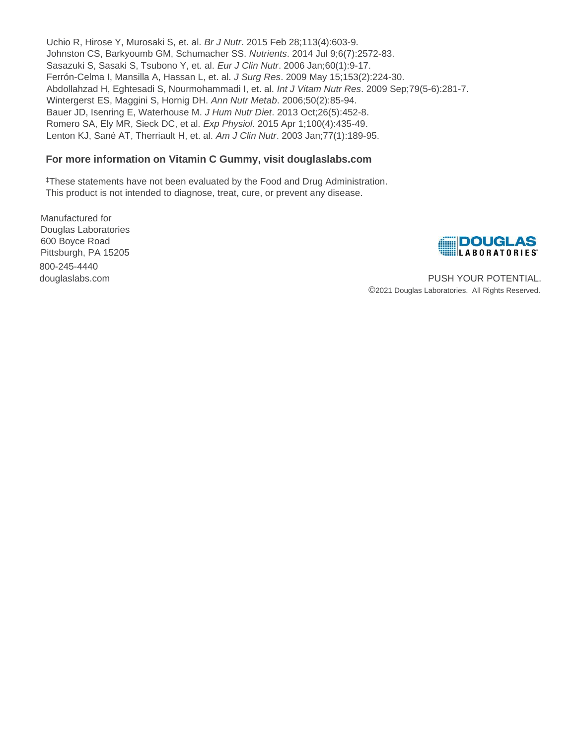Uchio R, Hirose Y, Murosaki S, et. al. *Br J Nutr*. 2015 Feb 28;113(4):603-9.
Johnston CS, Barkyoumb GM, Schumacher SS. *Nutrients*. 2014 Jul 9;6(7):2572-83.
Sasazuki S, Sasaki S, Tsubono Y, et. al. *Eur J Clin Nutr*. 2006 Jan;60(1):9-17.
Ferrón-Celma I, Mansilla A, Hassan L, et. al. *J Surg Res*. 2009 May 15;153(2):224-30.
Abdollahzad H, Eghtesadi S, Nourmohammadi I, et. al. *Int J Vitam Nutr Res*. 2009 Sep;79(5-6):281-7.
Wintergerst ES, Maggini S, Hornig DH. *Ann Nutr Metab*. 2006;50(2):85-94.
Bauer JD, Isenring E, Waterhouse M. *J Hum Nutr Diet*. 2013 Oct;26(5):452-8.
Romero SA, Ely MR, Sieck DC, et al. *Exp Physiol*. 2015 Apr 1;100(4):435-49.
Lenton KJ, Sané AT, Therriault H, et. al. *Am J Clin Nutr*. 2003 Jan;77(1):189-95.

**For more information on Vitamin C Gummy, visit douglaslabs.com**

‡These statements have not been evaluated by the Food and Drug Administration.
This product is not intended to diagnose, treat, cure, or prevent any disease.

Manufactured for
Douglas Laboratories
600 Boyce Road
Pittsburgh, PA 15205
800-245-4440
douglaslabs.com

DOUGLAS LABORATORIES®

PUSH YOUR POTENTIAL.
©2021 Douglas Laboratories. All Rights Reserved.